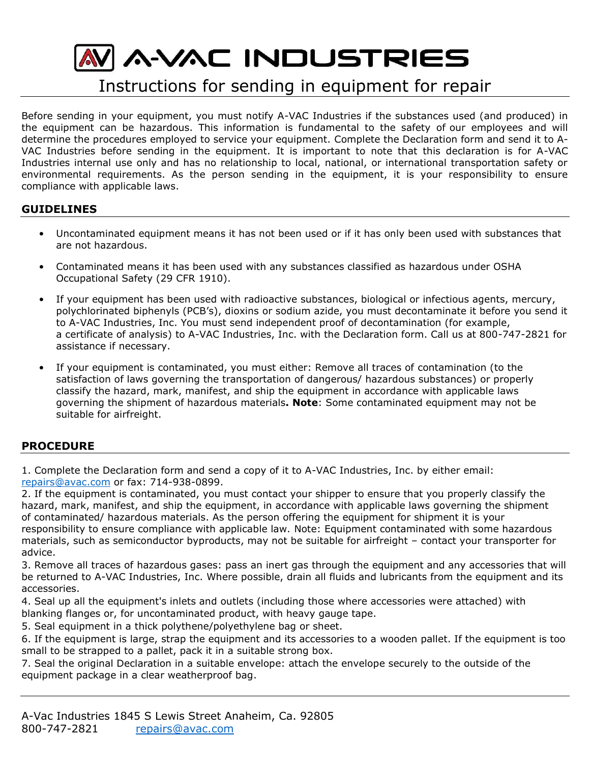# A-VAC INDUSTRIES

## Instructions for sending in equipment for repair

Before sending in your equipment, you must notify A-VAC Industries if the substances used (and produced) in the equipment can be hazardous. This information is fundamental to the safety of our employees and will determine the procedures employed to service your equipment. Complete the Declaration form and send it to A-VAC Industries before sending in the equipment. It is important to note that this declaration is for A-VAC Industries internal use only and has no relationship to local, national, or international transportation safety or environmental requirements. As the person sending in the equipment, it is your responsibility to ensure compliance with applicable laws.

### GUIDELINES

- Uncontaminated equipment means it has not been used or if it has only been used with substances that are not hazardous.
- Contaminated means it has been used with any substances classified as hazardous under OSHA Occupational Safety (29 CFR 1910).
- If your equipment has been used with radioactive substances, biological or infectious agents, mercury, polychlorinated biphenyls (PCB's), dioxins or sodium azide, you must decontaminate it before you send it to A-VAC Industries, Inc. You must send independent proof of decontamination (for example, a certificate of analysis) to A-VAC Industries, Inc. with the Declaration form. Call us at 800-747-2821 for assistance if necessary.
- If your equipment is contaminated, you must either: Remove all traces of contamination (to the satisfaction of laws governing the transportation of dangerous/ hazardous substances) or properly classify the hazard, mark, manifest, and ship the equipment in accordance with applicable laws governing the shipment of hazardous materials**. Note**: Some contaminated equipment may not be suitable for airfreight.

### PROCEDURE

1. Complete the Declaration form and send a copy of it to A-VAC Industries, Inc. by either email: repairs@avac.com or fax: 714-938-0899.
2. If the equipment is contaminated, you must contact your shipper to ensure that you properly classify the hazard, mark, manifest, and ship the equipment, in accordance with applicable laws governing the shipment of contaminated/ hazardous materials. As the person offering the equipment for shipment it is your responsibility to ensure compliance with applicable law. Note: Equipment contaminated with some hazardous materials, such as semiconductor byproducts, may not be suitable for airfreight – contact your transporter for advice.
3. Remove all traces of hazardous gases: pass an inert gas through the equipment and any accessories that will be returned to A-VAC Industries, Inc. Where possible, drain all fluids and lubricants from the equipment and its accessories.
4. Seal up all the equipment's inlets and outlets (including those where accessories were attached) with blanking flanges or, for uncontaminated product, with heavy gauge tape.
5. Seal equipment in a thick polythene/polyethylene bag or sheet.
6. If the equipment is large, strap the equipment and its accessories to a wooden pallet. If the equipment is too small to be strapped to a pallet, pack it in a suitable strong box.
7. Seal the original Declaration in a suitable envelope: attach the envelope securely to the outside of the equipment package in a clear weatherproof bag.

A-Vac Industries 1845 S Lewis Street Anaheim, Ca. 92805
800-747-2821 repairs@avac.com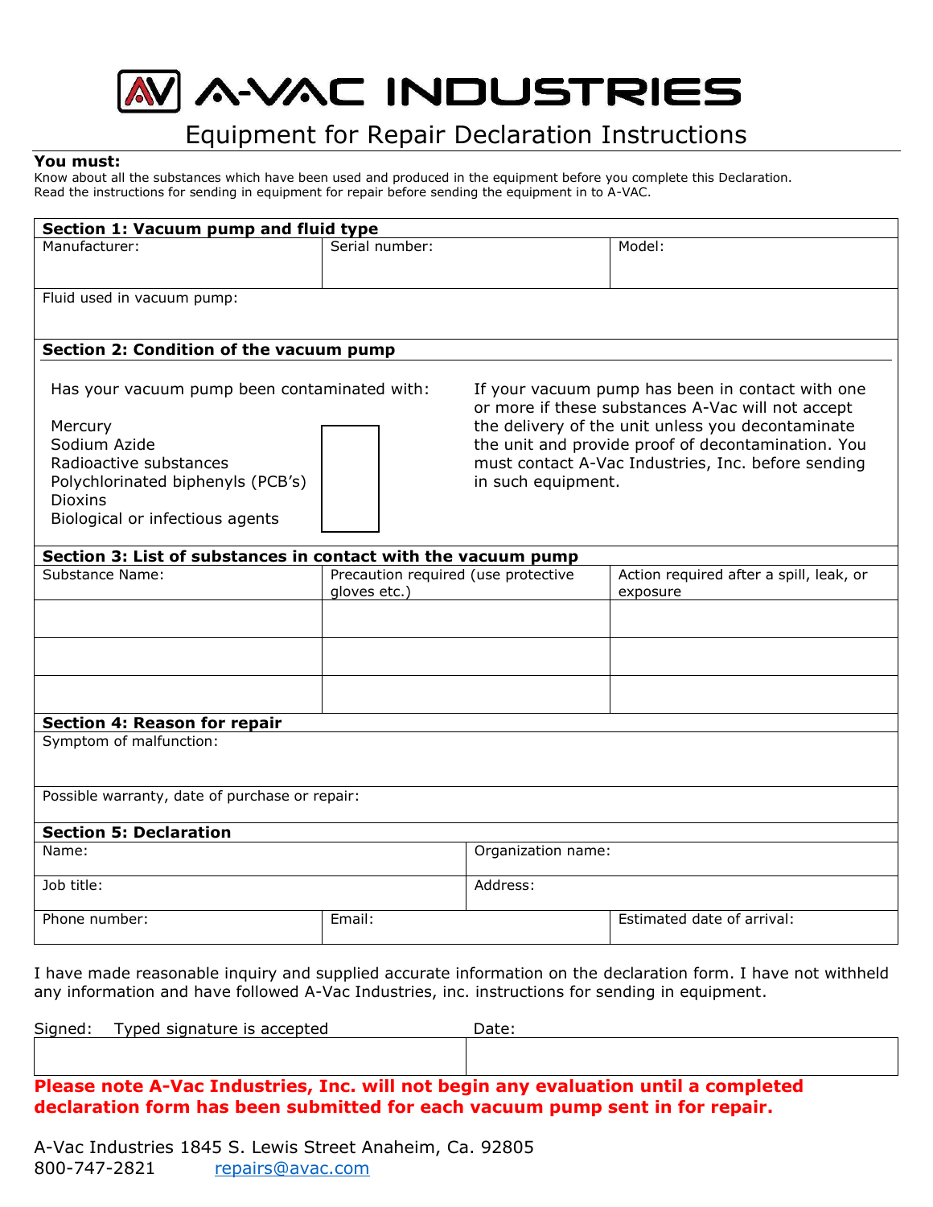# A-VAC INDUSTRIES

## Equipment for Repair Declaration Instructions

**You must:**

Know about all the substances which have been used and produced in the equipment before you complete this Declaration.
Read the instructions for sending in equipment for repair before sending the equipment in to A-VAC.

### Section 1: Vacuum pump and fluid type

| Manufacturer: | Serial number: | Model: |
|---|---|---|
| | | |

Fluid used in vacuum pump:

### Section 2: Condition of the vacuum pump

Has your vacuum pump been contaminated with:

- Mercury
- Sodium Azide
- Radioactive substances
- Polychlorinated biphenyls (PCB's)
- Dioxins
- Biological or infectious agents

If your vacuum pump has been in contact with one or more if these substances A-Vac will not accept the delivery of the unit unless you decontaminate the unit and provide proof of decontamination. You must contact A-Vac Industries, Inc. before sending in such equipment.

### Section 3: List of substances in contact with the vacuum pump

| Substance Name: | Precaution required (use protective gloves etc.) | Action required after a spill, leak, or exposure |
|---|---|---|
| | | |
| | | |
| | | |

### Section 4: Reason for repair

Symptom of malfunction:

Possible warranty, date of purchase or repair:

### Section 5: Declaration

| Name: | Organization name: |
|---|---|
| Job title: | Address: |

| Phone number: | Email: | Estimated date of arrival: |
|---|---|---|
| | | |

I have made reasonable inquiry and supplied accurate information on the declaration form. I have not withheld any information and have followed A-Vac Industries, inc. instructions for sending in equipment.

| Signed: Typed signature is accepted | Date: |
|---|---|
| | |

**Please note A-Vac Industries, Inc. will not begin any evaluation until a completed declaration form has been submitted for each vacuum pump sent in for repair.**

A-Vac Industries 1845 S. Lewis Street Anaheim, Ca. 92805
800-747-2821 repairs@avac.com